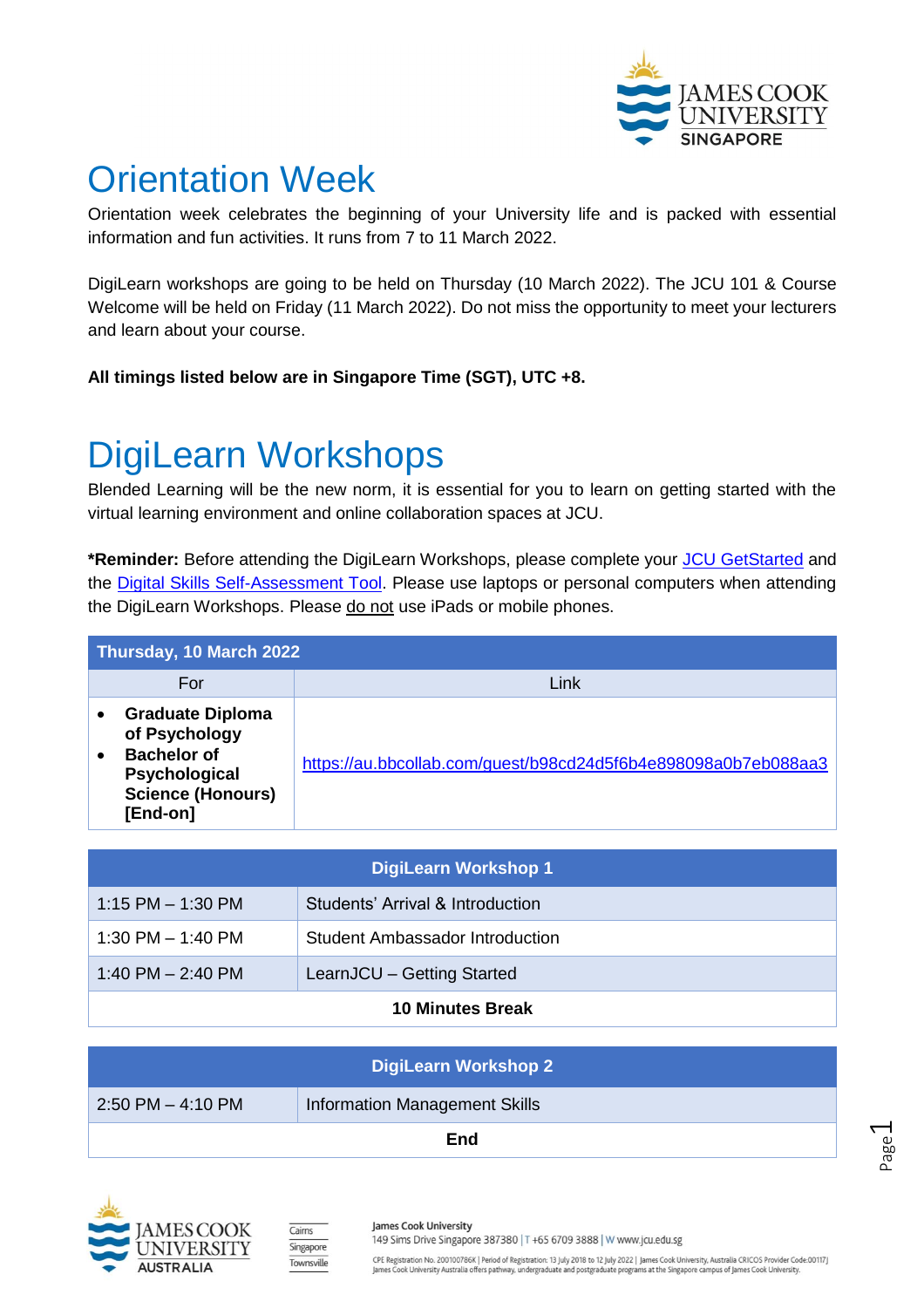# Orientation Week

Orientation week celebrates the beginning of your University life and is packed with essential information and fun activities. It runs from 7 to 11 March 2022.

DigiLearn workshops are going to be held on Thursday (10 March 2022). The JCU 101 & Course Welcome will be held on Friday (11 March 2022). Do not miss the opportunity to meet your lecturers and learn about your course.

**All timings listed below are in Singapore Time (SGT), UTC +8.**

# DigiLearn Workshops

Blended Learning will be the new norm, it is essential for you to learn on getting started with the virtual learning environment and online collaboration spaces at JCU.

***Reminder:** Before attending the DigiLearn Workshops, please complete your JCU GetStarted and the Digital Skills Self-Assessment Tool. Please use laptops or personal computers when attending the DigiLearn Workshops. Please do not use iPads or mobile phones.

| **Thursday, 10 March 2022** | |
|---|---|
| For | Link |
| • **Graduate Diploma of Psychology**<br>• **Bachelor of Psychological Science (Honours) [End-on]** | https://au.bbcollab.com/guest/b98cd24d5f6b4e898098a0b7eb088aa3 |

| **DigiLearn Workshop 1** | |
|---|---|
| 1:15 PM – 1:30 PM | Students' Arrival & Introduction |
| 1:30 PM – 1:40 PM | Student Ambassador Introduction |
| 1:40 PM – 2:40 PM | LearnJCU – Getting Started |
| **10 Minutes Break** | |

| **DigiLearn Workshop 2** | |
|---|---|
| 2:50 PM – 4:10 PM | Information Management Skills |
| **End** | |

James Cook University
149 Sims Drive Singapore 387380 | T +65 6709 3888 | W www.jcu.edu.sg

CPE Registration No. 200100786K | Period of Registration: 13 July 2018 to 12 July 2022 | James Cook University, Australia CRICOS Provider Code:00117J
James Cook University Australia offers pathway, undergraduate and postgraduate programs at the Singapore campus of James Cook University.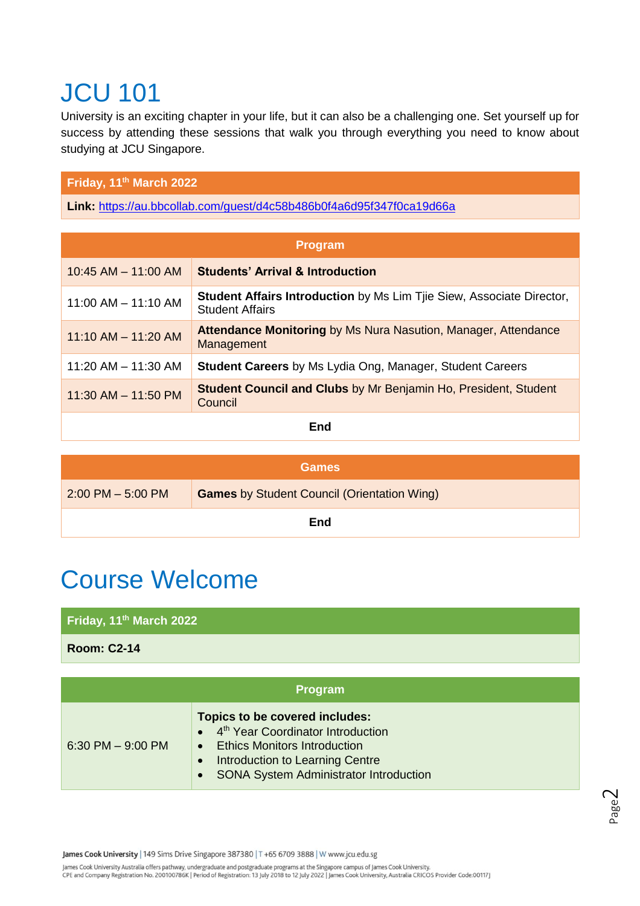# JCU 101

University is an exciting chapter in your life, but it can also be a challenging one. Set yourself up for success by attending these sessions that walk you through everything you need to know about studying at JCU Singapore.

| Friday, 11th March 2022 |
| --- |
| **Link:** https://au.bbcollab.com/guest/d4c58b486b0f4a6d95f347f0ca19d66a |

| Program | |
| --- | --- |
| 10:45 AM – 11:00 AM | **Students' Arrival & Introduction** |
| 11:00 AM – 11:10 AM | **Student Affairs Introduction** by Ms Lim Tjie Siew, Associate Director, Student Affairs |
| 11:10 AM – 11:20 AM | **Attendance Monitoring** by Ms Nura Nasution, Manager, Attendance Management |
| 11:20 AM – 11:30 AM | **Student Careers** by Ms Lydia Ong, Manager, Student Careers |
| 11:30 AM – 11:50 PM | **Student Council and Clubs** by Mr Benjamin Ho, President, Student Council |
| **End** | |

| Games | |
| --- | --- |
| 2:00 PM – 5:00 PM | **Games** by Student Council (Orientation Wing) |
| **End** | |

# Course Welcome

| Friday, 11th March 2022 |
| --- |
| **Room: C2-14** |

| Program | |
| --- | --- |
| 6:30 PM – 9:00 PM | **Topics to be covered includes:**<br>• 4th Year Coordinator Introduction<br>• Ethics Monitors Introduction<br>• Introduction to Learning Centre<br>• SONA System Administrator Introduction |

**James Cook University** | 149 Sims Drive Singapore 387380 | T +65 6709 3888 | W www.jcu.edu.sg

James Cook University Australia offers pathway, undergraduate and postgraduate programs at the Singapore campus of James Cook University.
CPE and Company Registration No. 200100786K | Period of Registration: 13 July 2018 to 12 July 2022 | James Cook University, Australia CRICOS Provider Code:00117J